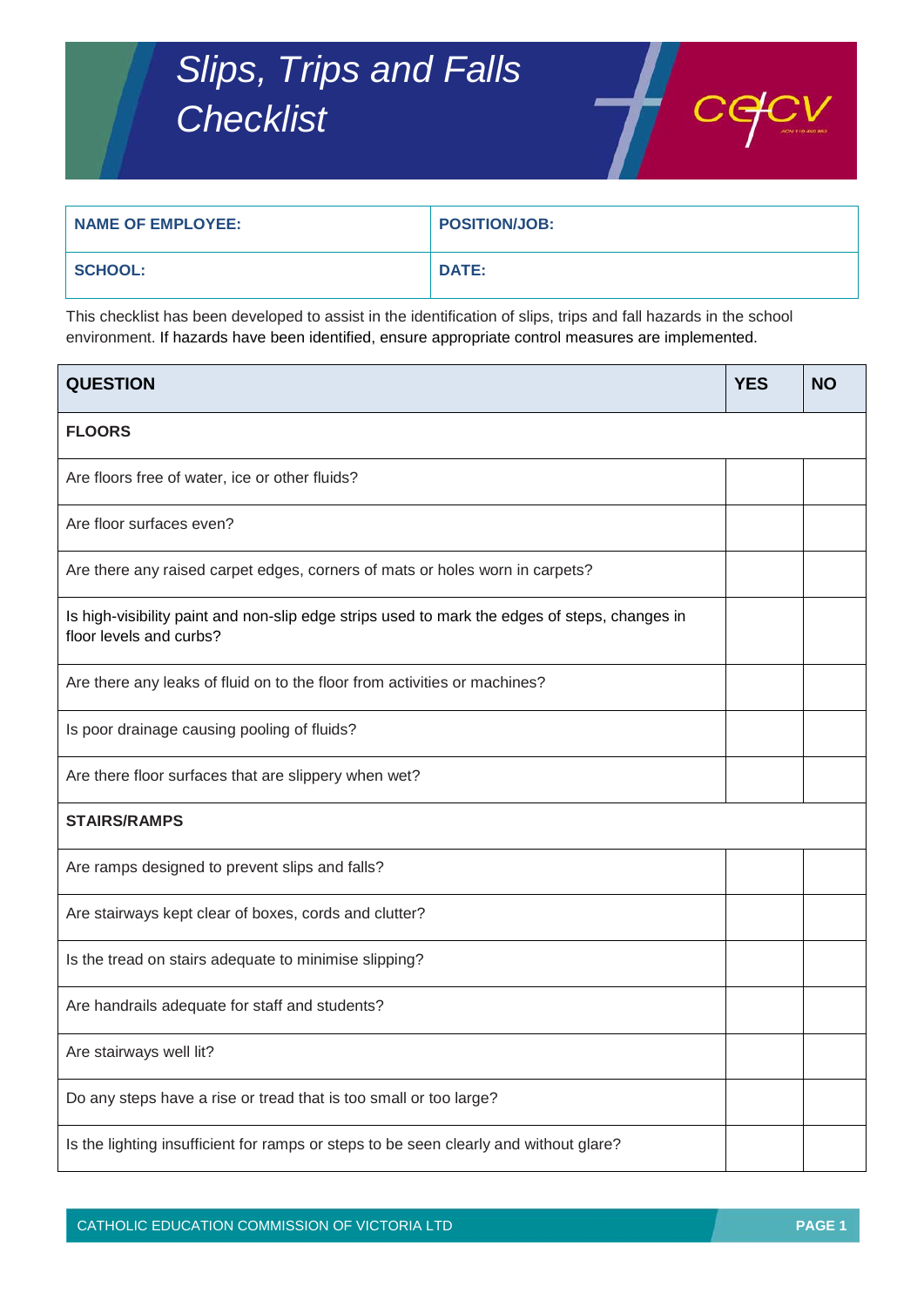# *Slips, Trips and Falls Checklist*

| NAME OF EMPLOYEE: | POSITION/JOB: |
|---|---|
| SCHOOL: | DATE: |

This checklist has been developed to assist in the identification of slips, trips and fall hazards in the school environment. If hazards have been identified, ensure appropriate control measures are implemented.

| QUESTION | YES | NO |
|---|---|---|
| **FLOORS** | | |
| Are floors free of water, ice or other fluids? | | |
| Are floor surfaces even? | | |
| Are there any raised carpet edges, corners of mats or holes worn in carpets? | | |
| Is high-visibility paint and non-slip edge strips used to mark the edges of steps, changes in floor levels and curbs? | | |
| Are there any leaks of fluid on to the floor from activities or machines? | | |
| Is poor drainage causing pooling of fluids? | | |
| Are there floor surfaces that are slippery when wet? | | |
| **STAIRS/RAMPS** | | |
| Are ramps designed to prevent slips and falls? | | |
| Are stairways kept clear of boxes, cords and clutter? | | |
| Is the tread on stairs adequate to minimise slipping? | | |
| Are handrails adequate for staff and students? | | |
| Are stairways well lit? | | |
| Do any steps have a rise or tread that is too small or too large? | | |
| Is the lighting insufficient for ramps or steps to be seen clearly and without glare? | | |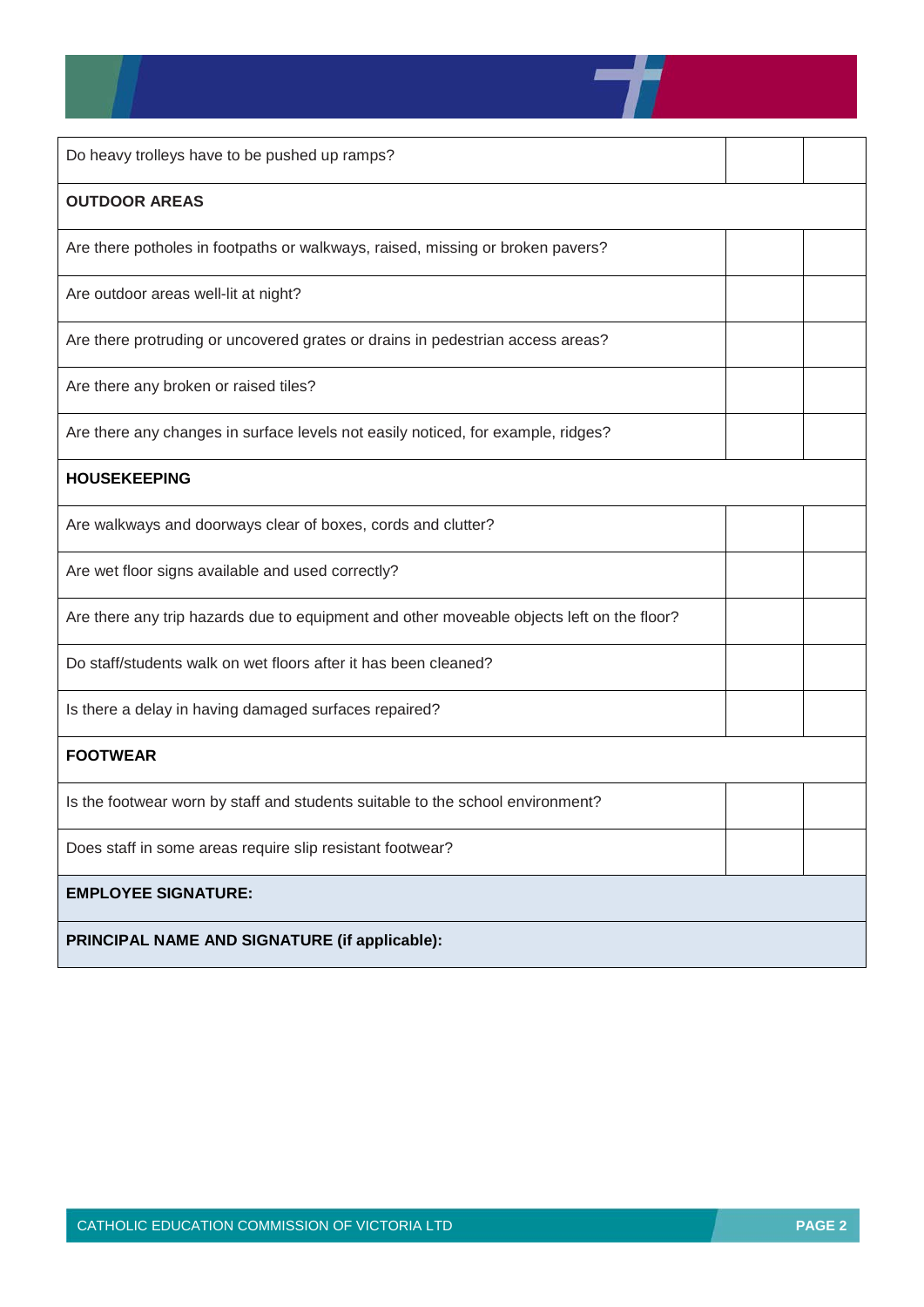| | | |
|---|---|---|
| Do heavy trolleys have to be pushed up ramps? | | |
| **OUTDOOR AREAS** | | |
| Are there potholes in footpaths or walkways, raised, missing or broken pavers? | | |
| Are outdoor areas well-lit at night? | | |
| Are there protruding or uncovered grates or drains in pedestrian access areas? | | |
| Are there any broken or raised tiles? | | |
| Are there any changes in surface levels not easily noticed, for example, ridges? | | |
| **HOUSEKEEPING** | | |
| Are walkways and doorways clear of boxes, cords and clutter? | | |
| Are wet floor signs available and used correctly? | | |
| Are there any trip hazards due to equipment and other moveable objects left on the floor? | | |
| Do staff/students walk on wet floors after it has been cleaned? | | |
| Is there a delay in having damaged surfaces repaired? | | |
| **FOOTWEAR** | | |
| Is the footwear worn by staff and students suitable to the school environment? | | |
| Does staff in some areas require slip resistant footwear? | | |
| **EMPLOYEE SIGNATURE:** | | |
| **PRINCIPAL NAME AND SIGNATURE (if applicable):** | | |